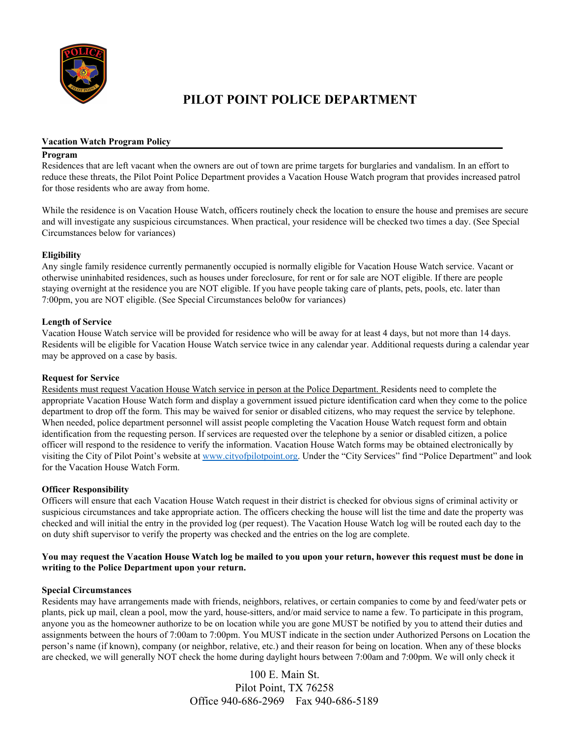# PILOT POINT POLICE DEPARTMENT

## Vacation Watch Program Policy

### Program

Residences that are left vacant when the owners are out of town are prime targets for burglaries and vandalism. In an effort to reduce these threats, the Pilot Point Police Department provides a Vacation House Watch program that provides increased patrol for those residents who are away from home.

While the residence is on Vacation House Watch, officers routinely check the location to ensure the house and premises are secure and will investigate any suspicious circumstances. When practical, your residence will be checked two times a day. (See Special Circumstances below for variances)

### Eligibility

Any single family residence currently permanently occupied is normally eligible for Vacation House Watch service. Vacant or otherwise uninhabited residences, such as houses under foreclosure, for rent or for sale are NOT eligible. If there are people staying overnight at the residence you are NOT eligible. If you have people taking care of plants, pets, pools, etc. later than 7:00pm, you are NOT eligible. (See Special Circumstances belo0w for variances)

### Length of Service

Vacation House Watch service will be provided for residence who will be away for at least 4 days, but not more than 14 days. Residents will be eligible for Vacation House Watch service twice in any calendar year. Additional requests during a calendar year may be approved on a case by basis.

### Request for Service

<u>Residents must request Vacation House Watch service in person at the Police Department.</u> Residents need to complete the appropriate Vacation House Watch form and display a government issued picture identification card when they come to the police department to drop off the form. This may be waived for senior or disabled citizens, who may request the service by telephone. When needed, police department personnel will assist people completing the Vacation House Watch request form and obtain identification from the requesting person. If services are requested over the telephone by a senior or disabled citizen, a police officer will respond to the residence to verify the information. Vacation House Watch forms may be obtained electronically by visiting the City of Pilot Point's website at www.cityofpilotpoint.org. Under the "City Services" find "Police Department" and look for the Vacation House Watch Form.

### Officer Responsibility

Officers will ensure that each Vacation House Watch request in their district is checked for obvious signs of criminal activity or suspicious circumstances and take appropriate action. The officers checking the house will list the time and date the property was checked and will initial the entry in the provided log (per request). The Vacation House Watch log will be routed each day to the on duty shift supervisor to verify the property was checked and the entries on the log are complete.

**You may request the Vacation House Watch log be mailed to you upon your return, however this request must be done in writing to the Police Department upon your return.**

### Special Circumstances

Residents may have arrangements made with friends, neighbors, relatives, or certain companies to come by and feed/water pets or plants, pick up mail, clean a pool, mow the yard, house-sitters, and/or maid service to name a few. To participate in this program, anyone you as the homeowner authorize to be on location while you are gone MUST be notified by you to attend their duties and assignments between the hours of 7:00am to 7:00pm. You MUST indicate in the section under Authorized Persons on Location the person's name (if known), company (or neighbor, relative, etc.) and their reason for being on location. When any of these blocks are checked, we will generally NOT check the home during daylight hours between 7:00am and 7:00pm. We will only check it

100 E. Main St.
Pilot Point, TX 76258
Office 940-686-2969 Fax 940-686-5189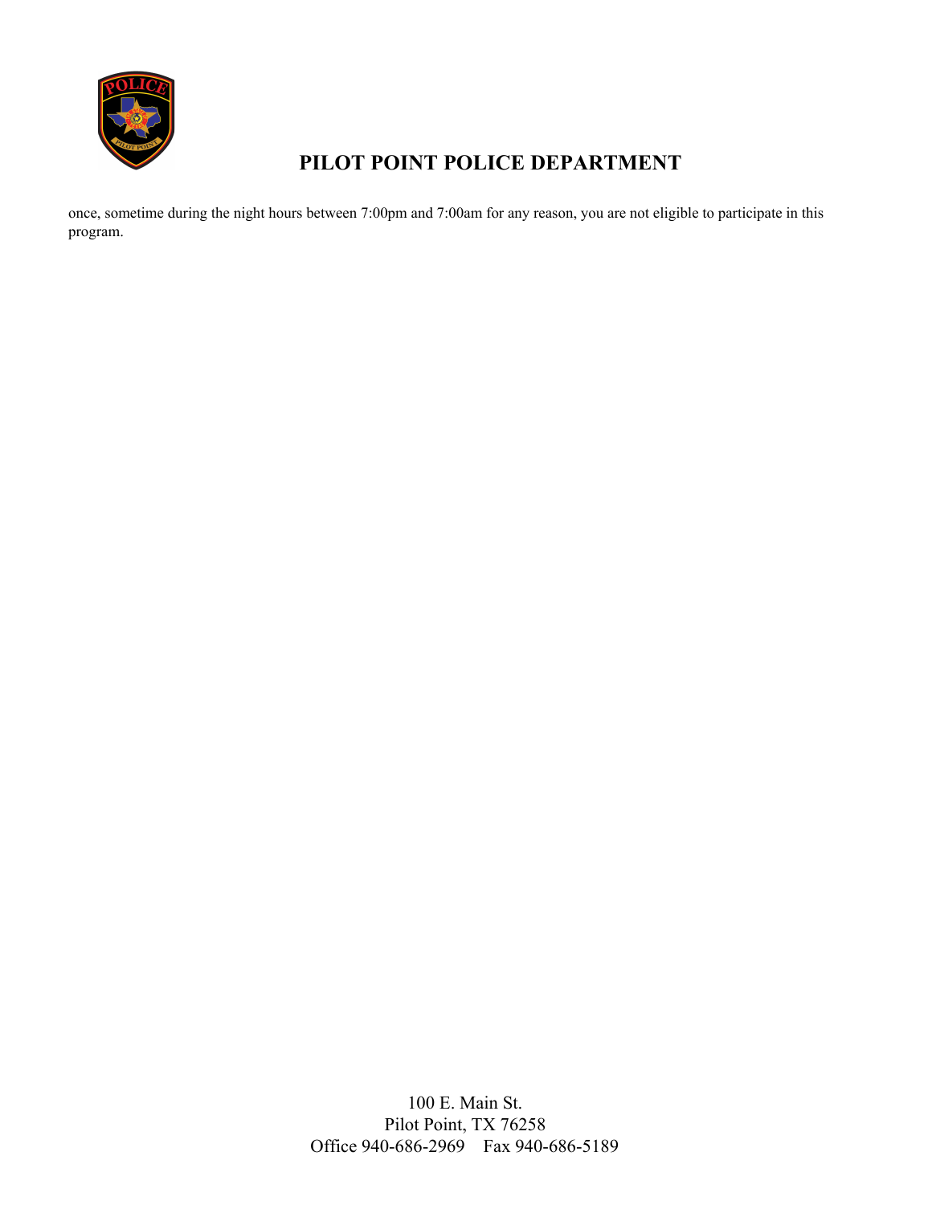# PILOT POINT POLICE DEPARTMENT

once, sometime during the night hours between 7:00pm and 7:00am for any reason, you are not eligible to participate in this program.

100 E. Main St.
Pilot Point, TX 76258
Office 940-686-2969 Fax 940-686-5189